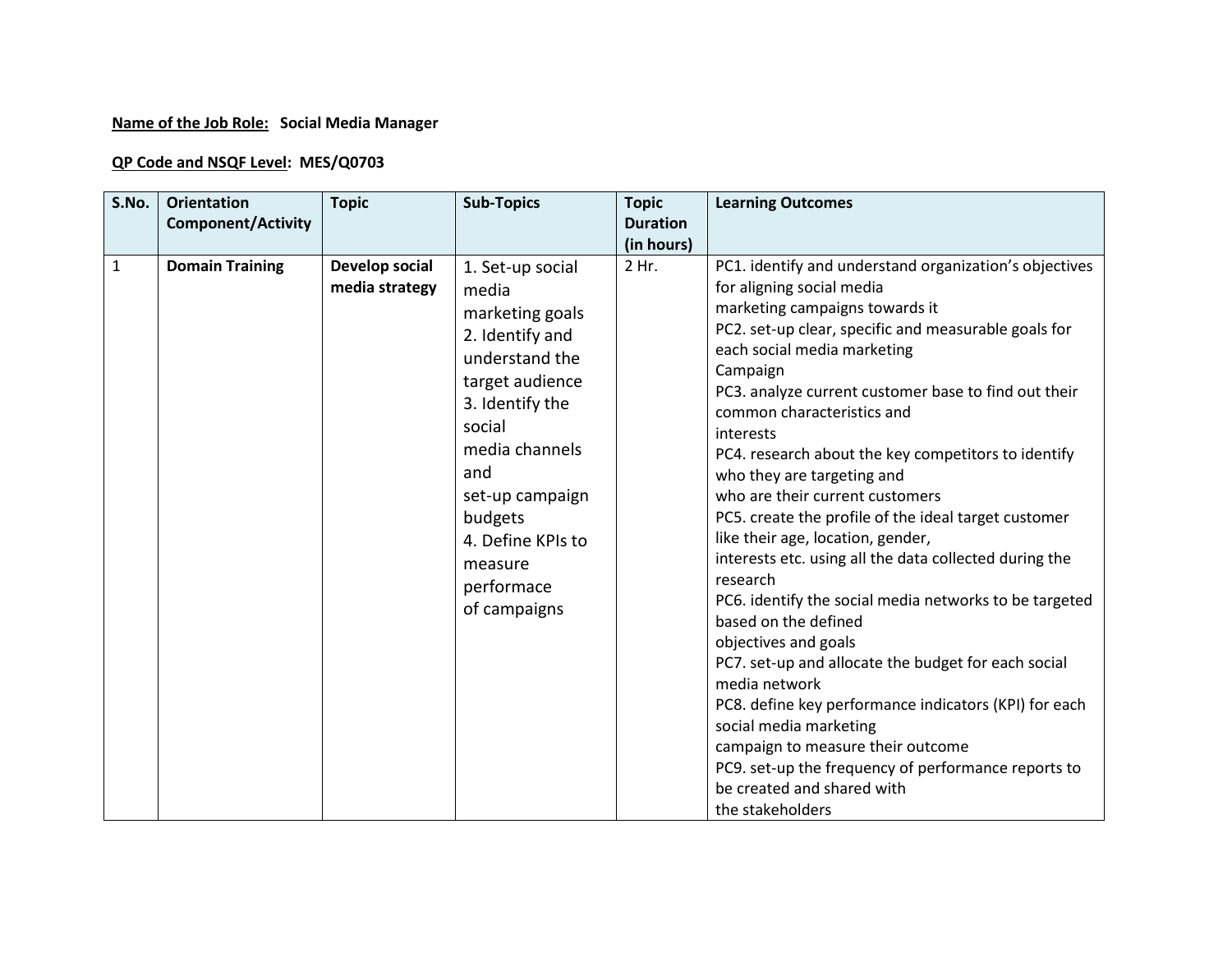**Name of the Job Role:** **Social Media Manager**

**QP Code and NSQF Level:** **MES/Q0703**

| S.No. | Orientation Component/Activity | Topic | Sub-Topics | Topic Duration (in hours) | Learning Outcomes |
|---|---|---|---|---|---|
| 1 | **Domain Training** | **Develop social media strategy** | 1. Set-up social media marketing goals<br>2. Identify and understand the target audience<br>3. Identify the social media channels and set-up campaign budgets<br>4. Define KPIs to measure performace of campaigns | 2 Hr. | PC1. identify and understand organization's objectives for aligning social media marketing campaigns towards it<br>PC2. set-up clear, specific and measurable goals for each social media marketing Campaign<br>PC3. analyze current customer base to find out their common characteristics and interests<br>PC4. research about the key competitors to identify who they are targeting and who are their current customers<br>PC5. create the profile of the ideal target customer like their age, location, gender, interests etc. using all the data collected during the research<br>PC6. identify the social media networks to be targeted based on the defined objectives and goals<br>PC7. set-up and allocate the budget for each social media network<br>PC8. define key performance indicators (KPI) for each social media marketing campaign to measure their outcome<br>PC9. set-up the frequency of performance reports to be created and shared with the stakeholders |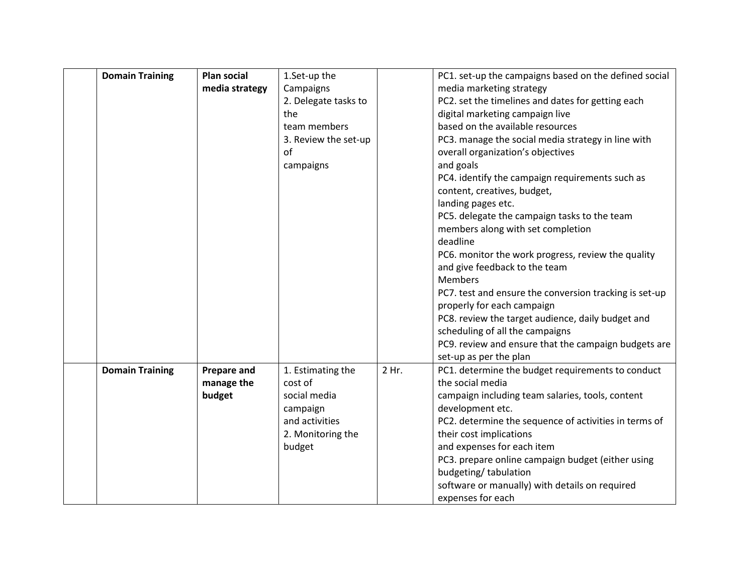| | | | | | |
|---|---|---|---|---|---|
| | **Domain Training** | **Plan social media strategy** | 1.Set-up the Campaigns<br>2. Delegate tasks to the team members<br>3. Review the set-up of campaigns | | PC1. set-up the campaigns based on the defined social media marketing strategy<br>PC2. set the timelines and dates for getting each digital marketing campaign live based on the available resources<br>PC3. manage the social media strategy in line with overall organization's objectives and goals<br>PC4. identify the campaign requirements such as content, creatives, budget, landing pages etc.<br>PC5. delegate the campaign tasks to the team members along with set completion deadline<br>PC6. monitor the work progress, review the quality and give feedback to the team Members<br>PC7. test and ensure the conversion tracking is set-up properly for each campaign<br>PC8. review the target audience, daily budget and scheduling of all the campaigns<br>PC9. review and ensure that the campaign budgets are set-up as per the plan |
| | **Domain Training** | **Prepare and manage the budget** | 1. Estimating the cost of social media campaign and activities<br>2. Monitoring the budget | 2 Hr. | PC1. determine the budget requirements to conduct the social media campaign including team salaries, tools, content development etc.<br>PC2. determine the sequence of activities in terms of their cost implications and expenses for each item<br>PC3. prepare online campaign budget (either using budgeting/ tabulation software or manually) with details on required expenses for each |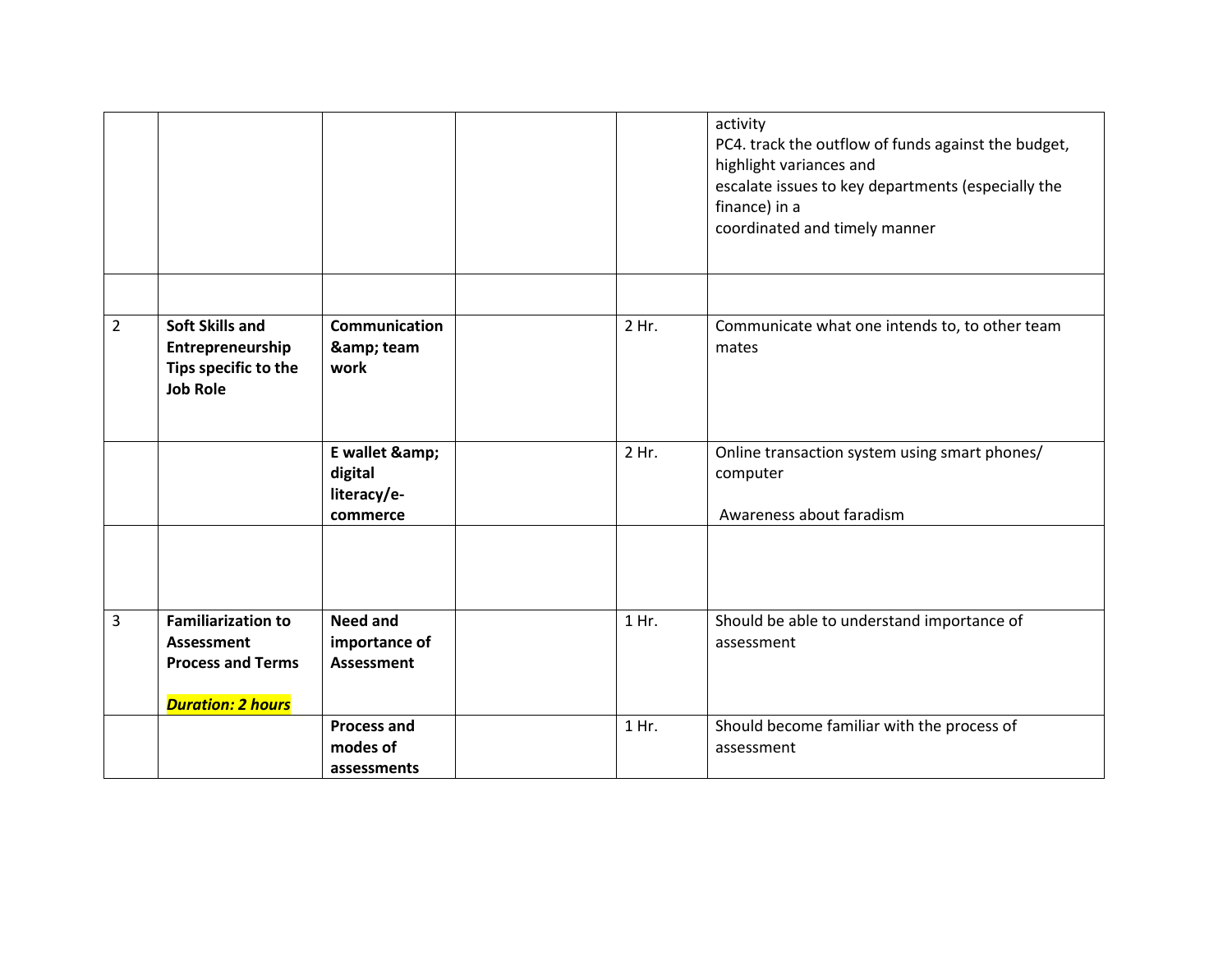| | | | | | |
|---|---|---|---|---|---|
| | | | | | activity<br>PC4. track the outflow of funds against the budget, highlight variances and<br>escalate issues to key departments (especially the finance) in a<br>coordinated and timely manner |
| | | | | | |
| 2 | **Soft Skills and Entrepreneurship Tips specific to the Job Role** | **Communication &amp; team work** | | 2 Hr. | Communicate what one intends to, to other team mates |
| | | **E wallet &amp; digital literacy/e-commerce** | | 2 Hr. | Online transaction system using smart phones/ computer<br><br>Awareness about faradism |
| | | | | | |
| 3 | **Familiarization to Assessment Process and Terms**<br><br>***Duration: 2 hours*** | **Need and importance of Assessment** | | 1 Hr. | Should be able to understand importance of assessment |
| | | **Process and modes of assessments** | | 1 Hr. | Should become familiar with the process of assessment |